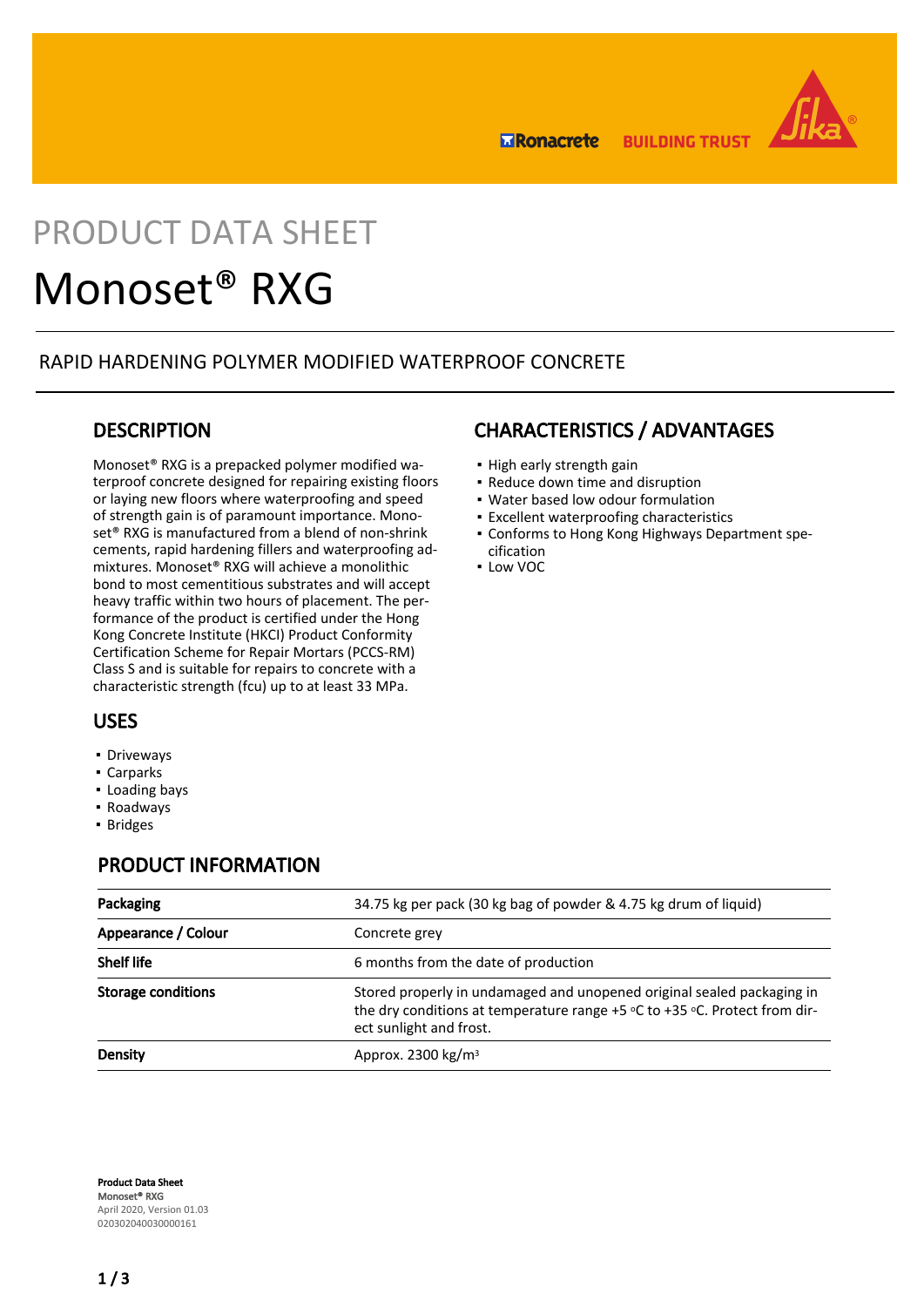# PRODUCT DATA SHEET

# Monoset® RXG

RAPID HARDENING POLYMER MODIFIED WATERPROOF CONCRETE

## DESCRIPTION

Monoset® RXG is a prepacked polymer modified waterproof concrete designed for repairing existing floors or laying new floors where waterproofing and speed of strength gain is of paramount importance. Monoset® RXG is manufactured from a blend of non-shrink cements, rapid hardening fillers and waterproofing admixtures. Monoset® RXG will achieve a monolithic bond to most cementitious substrates and will accept heavy traffic within two hours of placement. The performance of the product is certified under the Hong Kong Concrete Institute (HKCI) Product Conformity Certification Scheme for Repair Mortars (PCCS-RM) Class S and is suitable for repairs to concrete with a characteristic strength (fcu) up to at least 33 MPa.

## USES

- Driveways
- Carparks
- Loading bays
- Roadways
- Bridges

## CHARACTERISTICS / ADVANTAGES

- High early strength gain
- Reduce down time and disruption
- Water based low odour formulation
- Excellent waterproofing characteristics
- Conforms to Hong Kong Highways Department specification
- Low VOC

## PRODUCT INFORMATION

| | |
|---|---|
| **Packaging** | 34.75 kg per pack (30 kg bag of powder & 4.75 kg drum of liquid) |
| **Appearance / Colour** | Concrete grey |
| **Shelf life** | 6 months from the date of production |
| **Storage conditions** | Stored properly in undamaged and unopened original sealed packaging in the dry conditions at temperature range +5 °C to +35 °C. Protect from direct sunlight and frost. |
| **Density** | Approx. 2300 $kg/m^3$ |

**Product Data Sheet**
**Monoset® RXG**
April 2020, Version 01.03
020302040030000161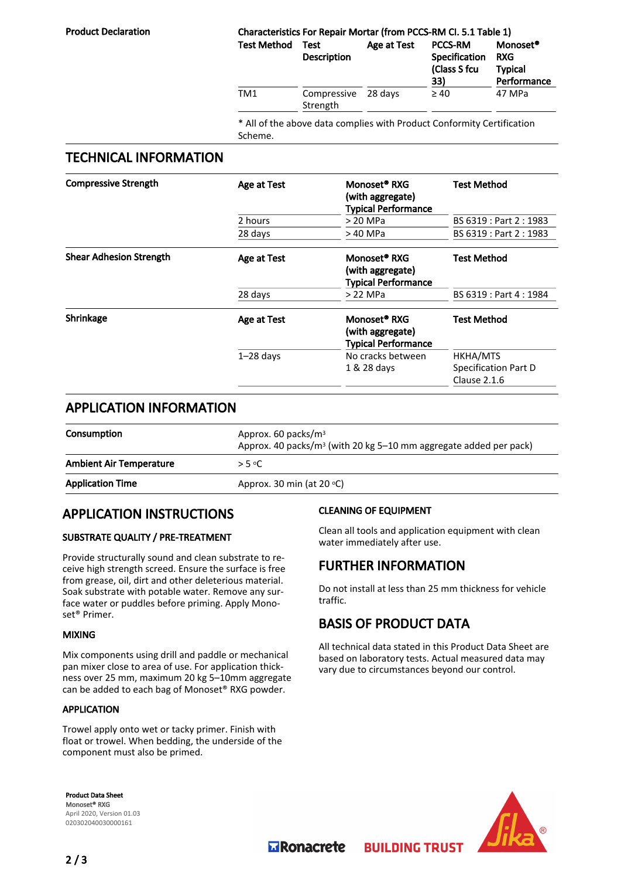**Product Declaration**

**Characteristics For Repair Mortar (from PCCS-RM Cl. 5.1 Table 1)**

| Test Method | Test Description | Age at Test | PCCS-RM Specification (Class S fcu 33) | Monoset® RXG Typical Performance |
|---|---|---|---|---|
| TM1 | Compressive Strength | 28 days | ≥ 40 | 47 MPa |

\* All of the above data complies with Product Conformity Certification Scheme.

## TECHNICAL INFORMATION

**Compressive Strength**

| Age at Test | Monoset® RXG (with aggregate) Typical Performance | Test Method |
|---|---|---|
| 2 hours | > 20 MPa | BS 6319 : Part 2 : 1983 |
| 28 days | > 40 MPa | BS 6319 : Part 2 : 1983 |

**Shear Adhesion Strength**

| Age at Test | Monoset® RXG (with aggregate) Typical Performance | Test Method |
|---|---|---|
| 28 days | > 22 MPa | BS 6319 : Part 4 : 1984 |

**Shrinkage**

| Age at Test | Monoset® RXG (with aggregate) Typical Performance | Test Method |
|---|---|---|
| 1–28 days | No cracks between 1 & 28 days | HKHA/MTS Specification Part D Clause 2.1.6 |

## APPLICATION INFORMATION

| | |
|---|---|
| **Consumption** | Approx. 60 packs/m³<br>Approx. 40 packs/m³ (with 20 kg 5–10 mm aggregate added per pack) |
| **Ambient Air Temperature** | > 5 °C |
| **Application Time** | Approx. 30 min (at 20 °C) |

## APPLICATION INSTRUCTIONS

### SUBSTRATE QUALITY / PRE-TREATMENT

Provide structurally sound and clean substrate to receive high strength screed. Ensure the surface is free from grease, oil, dirt and other deleterious material. Soak substrate with potable water. Remove any surface water or puddles before priming. Apply Monoset® Primer.

### MIXING

Mix components using drill and paddle or mechanical pan mixer close to area of use. For application thickness over 25 mm, maximum 20 kg 5–10mm aggregate can be added to each bag of Monoset® RXG powder.

### APPLICATION

Trowel apply onto wet or tacky primer. Finish with float or trowel. When bedding, the underside of the component must also be primed.

### CLEANING OF EQUIPMENT

Clean all tools and application equipment with clean water immediately after use.

## FURTHER INFORMATION

Do not install at less than 25 mm thickness for vehicle traffic.

## BASIS OF PRODUCT DATA

All technical data stated in this Product Data Sheet are based on laboratory tests. Actual measured data may vary due to circumstances beyond our control.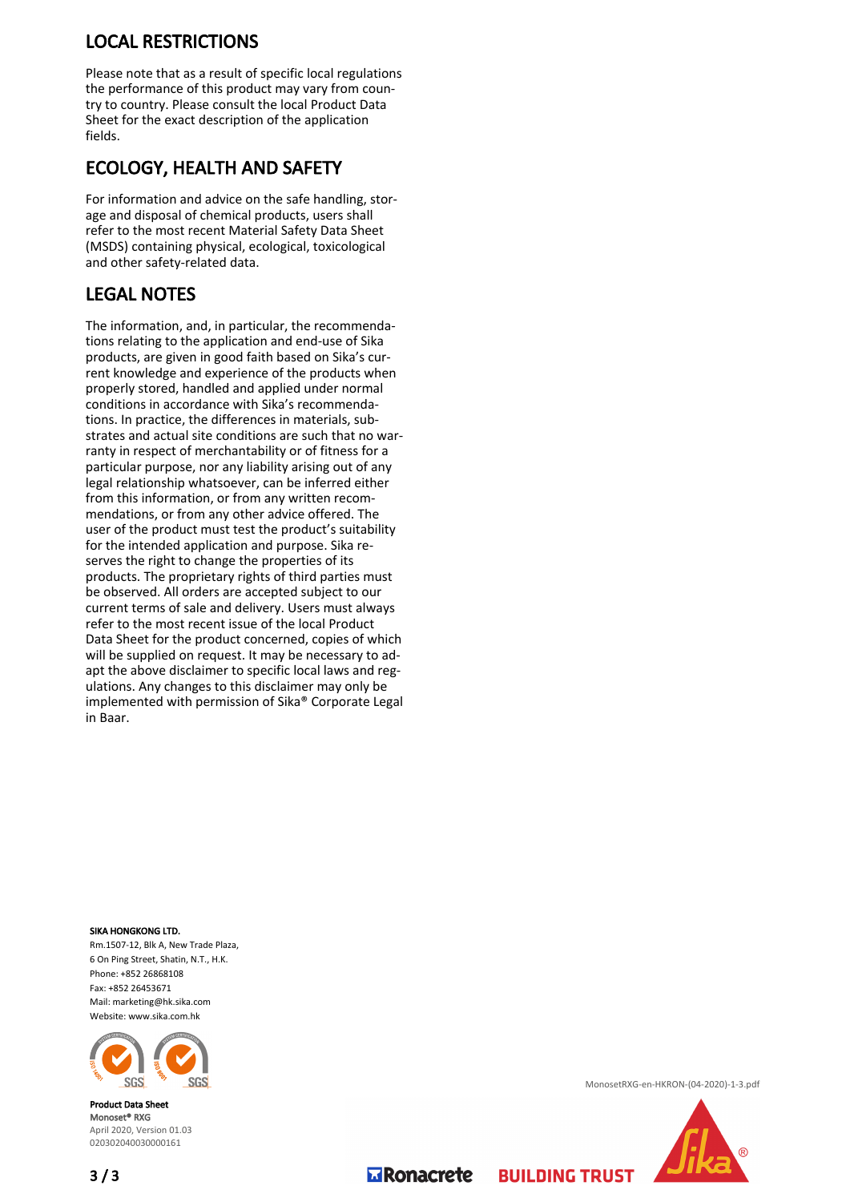## LOCAL RESTRICTIONS

Please note that as a result of specific local regulations the performance of this product may vary from country to country. Please consult the local Product Data Sheet for the exact description of the application fields.

## ECOLOGY, HEALTH AND SAFETY

For information and advice on the safe handling, storage and disposal of chemical products, users shall refer to the most recent Material Safety Data Sheet (MSDS) containing physical, ecological, toxicological and other safety-related data.

## LEGAL NOTES

The information, and, in particular, the recommendations relating to the application and end-use of Sika products, are given in good faith based on Sika's current knowledge and experience of the products when properly stored, handled and applied under normal conditions in accordance with Sika's recommendations. In practice, the differences in materials, substrates and actual site conditions are such that no warranty in respect of merchantability or of fitness for a particular purpose, nor any liability arising out of any legal relationship whatsoever, can be inferred either from this information, or from any written recommendations, or from any other advice offered. The user of the product must test the product's suitability for the intended application and purpose. Sika reserves the right to change the properties of its products. The proprietary rights of third parties must be observed. All orders are accepted subject to our current terms of sale and delivery. Users must always refer to the most recent issue of the local Product Data Sheet for the product concerned, copies of which will be supplied on request. It may be necessary to adapt the above disclaimer to specific local laws and regulations. Any changes to this disclaimer may only be implemented with permission of Sika® Corporate Legal in Baar.

**SIKA HONGKONG LTD.**
Rm.1507-12, Blk A, New Trade Plaza,
6 On Ping Street, Shatin, N.T., H.K.
Phone: +852 26868108
Fax: +852 26453671
Mail: marketing@hk.sika.com
Website: www.sika.com.hk

**Product Data Sheet**
**Monoset® RXG**
April 2020, Version 01.03
020302040030000161

MonosetRXG-en-HKRON-(04-2020)-1-3.pdf